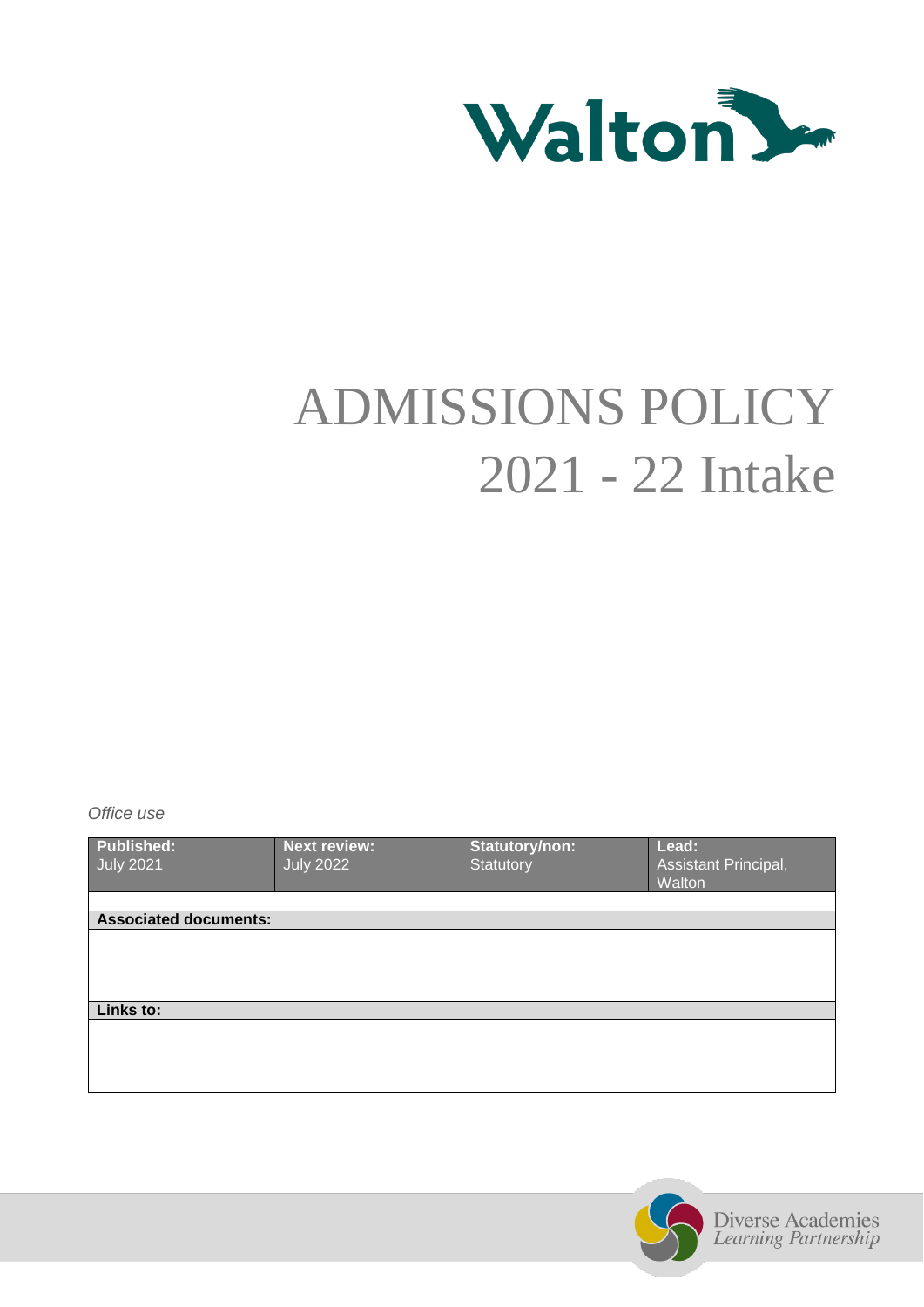Walton

# ADMISSIONS POLICY
# 2021 - 22 Intake

*Office use*

| Published: July 2021 | Next review: July 2022 | Statutory/non: Statutory | Lead: Assistant Principal, Walton |
| --- | --- | --- | --- |
| | | | |
| **Associated documents:** | | | |
| | | | |
| **Links to:** | | | |
| | | | |

Diverse Academies Learning Partnership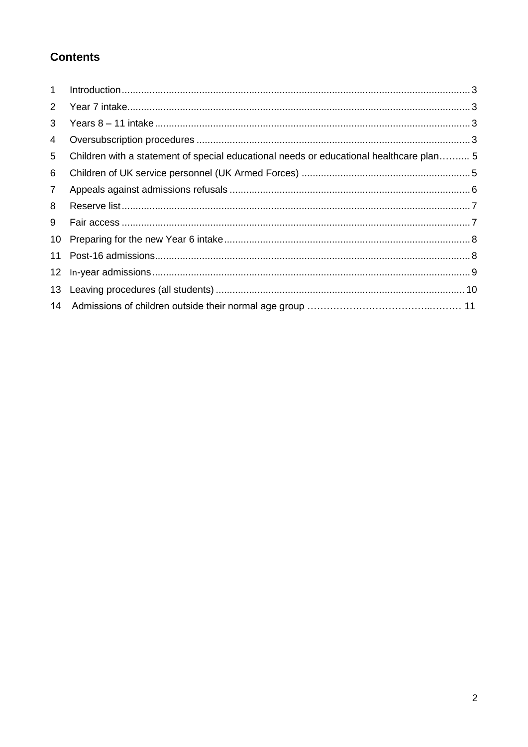## Contents

| | | |
|---|---|---|
| 1 | Introduction | 3 |
| 2 | Year 7 intake | 3 |
| 3 | Years 8 – 11 intake | 3 |
| 4 | Oversubscription procedures | 3 |
| 5 | Children with a statement of special educational needs or educational healthcare plan | 5 |
| 6 | Children of UK service personnel (UK Armed Forces) | 5 |
| 7 | Appeals against admissions refusals | 6 |
| 8 | Reserve list | 7 |
| 9 | Fair access | 7 |
| 10 | Preparing for the new Year 6 intake | 8 |
| 11 | Post-16 admissions | 8 |
| 12 | In-year admissions | 9 |
| 13 | Leaving procedures (all students) | 10 |
| 14 | Admissions of children outside their normal age group | 11 |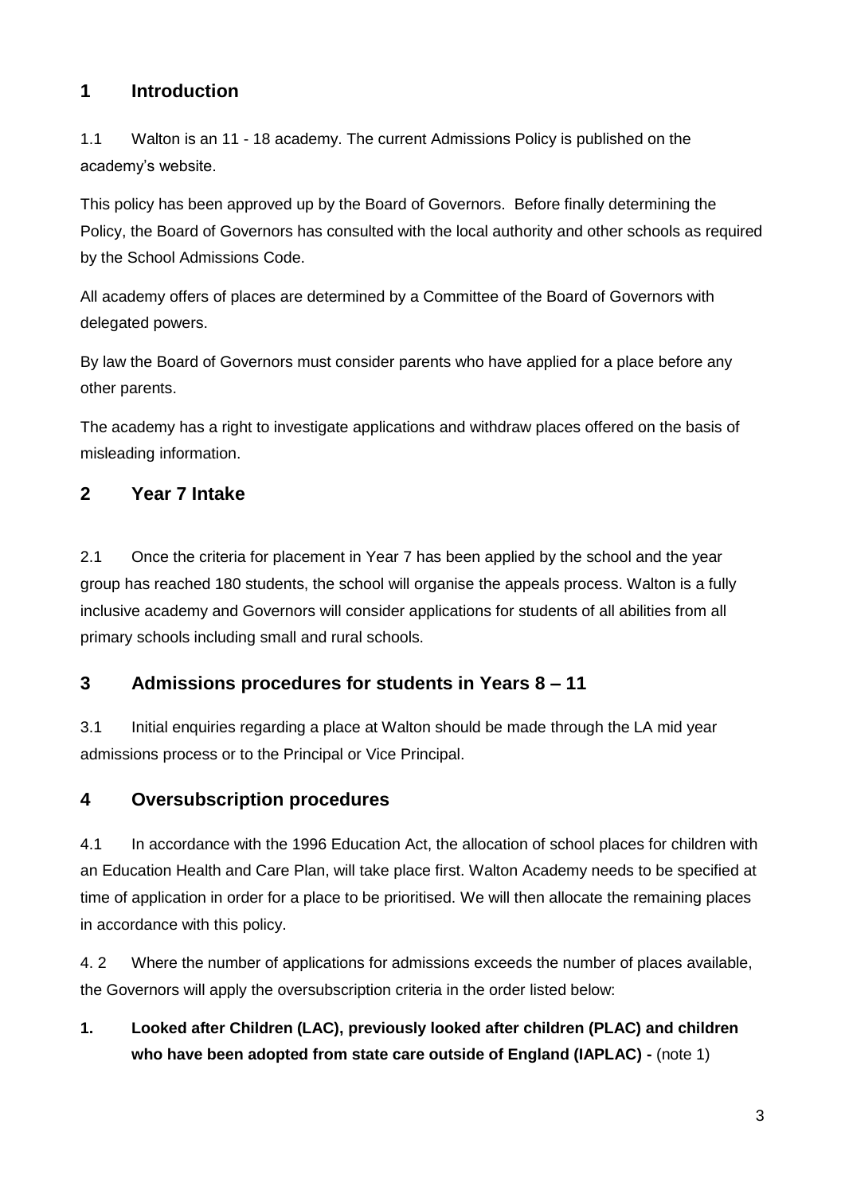## 1 Introduction

1.1 Walton is an 11 - 18 academy. The current Admissions Policy is published on the academy's website.

This policy has been approved up by the Board of Governors. Before finally determining the Policy, the Board of Governors has consulted with the local authority and other schools as required by the School Admissions Code.

All academy offers of places are determined by a Committee of the Board of Governors with delegated powers.

By law the Board of Governors must consider parents who have applied for a place before any other parents.

The academy has a right to investigate applications and withdraw places offered on the basis of misleading information.

## 2 Year 7 Intake

2.1 Once the criteria for placement in Year 7 has been applied by the school and the year group has reached 180 students, the school will organise the appeals process. Walton is a fully inclusive academy and Governors will consider applications for students of all abilities from all primary schools including small and rural schools.

## 3 Admissions procedures for students in Years 8 – 11

3.1 Initial enquiries regarding a place at Walton should be made through the LA mid year admissions process or to the Principal or Vice Principal.

## 4 Oversubscription procedures

4.1 In accordance with the 1996 Education Act, the allocation of school places for children with an Education Health and Care Plan, will take place first. Walton Academy needs to be specified at time of application in order for a place to be prioritised. We will then allocate the remaining places in accordance with this policy.

4. 2 Where the number of applications for admissions exceeds the number of places available, the Governors will apply the oversubscription criteria in the order listed below:

1. **Looked after Children (LAC), previously looked after children (PLAC) and children who have been adopted from state care outside of England (IAPLAC) -** (note 1)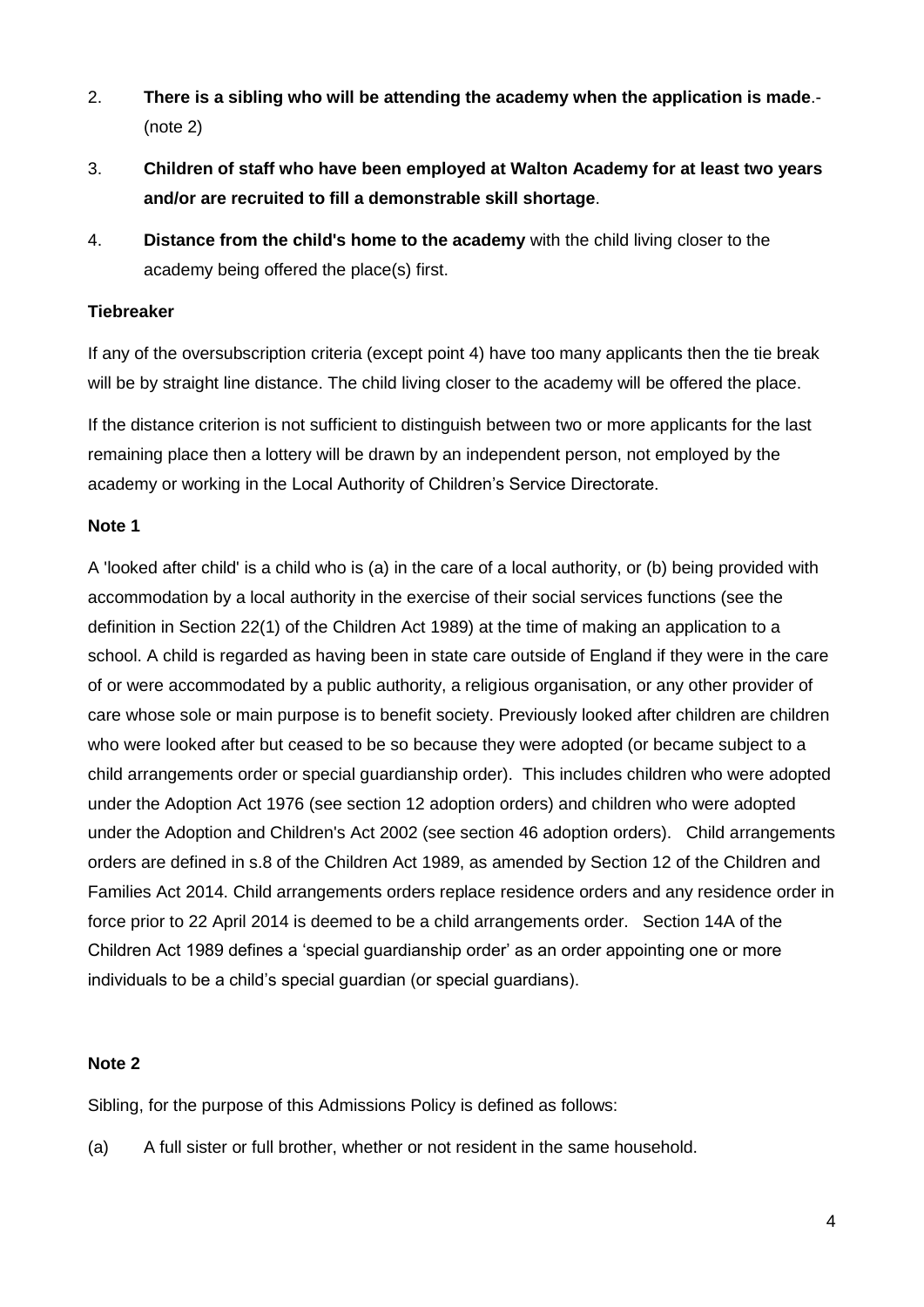2. **There is a sibling who will be attending the academy when the application is made**.- (note 2)

3. **Children of staff who have been employed at Walton Academy for at least two years and/or are recruited to fill a demonstrable skill shortage**.

4. **Distance from the child's home to the academy** with the child living closer to the academy being offered the place(s) first.

**Tiebreaker**

If any of the oversubscription criteria (except point 4) have too many applicants then the tie break will be by straight line distance. The child living closer to the academy will be offered the place.

If the distance criterion is not sufficient to distinguish between two or more applicants for the last remaining place then a lottery will be drawn by an independent person, not employed by the academy or working in the Local Authority of Children's Service Directorate.

**Note 1**

A 'looked after child' is a child who is (a) in the care of a local authority, or (b) being provided with accommodation by a local authority in the exercise of their social services functions (see the definition in Section 22(1) of the Children Act 1989) at the time of making an application to a school. A child is regarded as having been in state care outside of England if they were in the care of or were accommodated by a public authority, a religious organisation, or any other provider of care whose sole or main purpose is to benefit society. Previously looked after children are children who were looked after but ceased to be so because they were adopted (or became subject to a child arrangements order or special guardianship order). This includes children who were adopted under the Adoption Act 1976 (see section 12 adoption orders) and children who were adopted under the Adoption and Children's Act 2002 (see section 46 adoption orders). Child arrangements orders are defined in s.8 of the Children Act 1989, as amended by Section 12 of the Children and Families Act 2014. Child arrangements orders replace residence orders and any residence order in force prior to 22 April 2014 is deemed to be a child arrangements order. Section 14A of the Children Act 1989 defines a 'special guardianship order' as an order appointing one or more individuals to be a child's special guardian (or special guardians).

**Note 2**

Sibling, for the purpose of this Admissions Policy is defined as follows:

(a) A full sister or full brother, whether or not resident in the same household.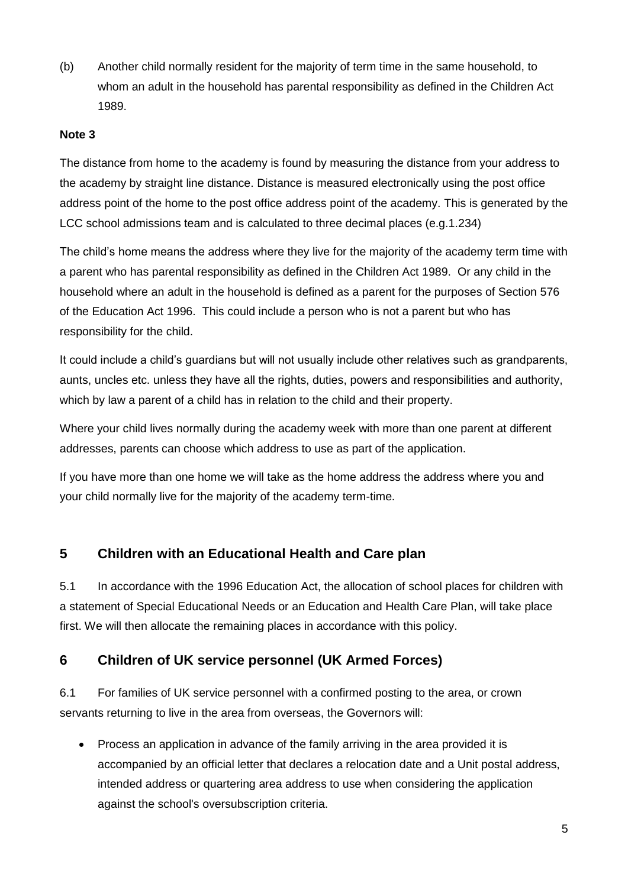(b) Another child normally resident for the majority of term time in the same household, to whom an adult in the household has parental responsibility as defined in the Children Act 1989.

**Note 3**

The distance from home to the academy is found by measuring the distance from your address to the academy by straight line distance. Distance is measured electronically using the post office address point of the home to the post office address point of the academy. This is generated by the LCC school admissions team and is calculated to three decimal places (e.g.1.234)

The child's home means the address where they live for the majority of the academy term time with a parent who has parental responsibility as defined in the Children Act 1989. Or any child in the household where an adult in the household is defined as a parent for the purposes of Section 576 of the Education Act 1996. This could include a person who is not a parent but who has responsibility for the child.

It could include a child's guardians but will not usually include other relatives such as grandparents, aunts, uncles etc. unless they have all the rights, duties, powers and responsibilities and authority, which by law a parent of a child has in relation to the child and their property.

Where your child lives normally during the academy week with more than one parent at different addresses, parents can choose which address to use as part of the application.

If you have more than one home we will take as the home address the address where you and your child normally live for the majority of the academy term-time.

## 5 Children with an Educational Health and Care plan

5.1 In accordance with the 1996 Education Act, the allocation of school places for children with a statement of Special Educational Needs or an Education and Health Care Plan, will take place first. We will then allocate the remaining places in accordance with this policy.

## 6 Children of UK service personnel (UK Armed Forces)

6.1 For families of UK service personnel with a confirmed posting to the area, or crown servants returning to live in the area from overseas, the Governors will:

- Process an application in advance of the family arriving in the area provided it is accompanied by an official letter that declares a relocation date and a Unit postal address, intended address or quartering area address to use when considering the application against the school's oversubscription criteria.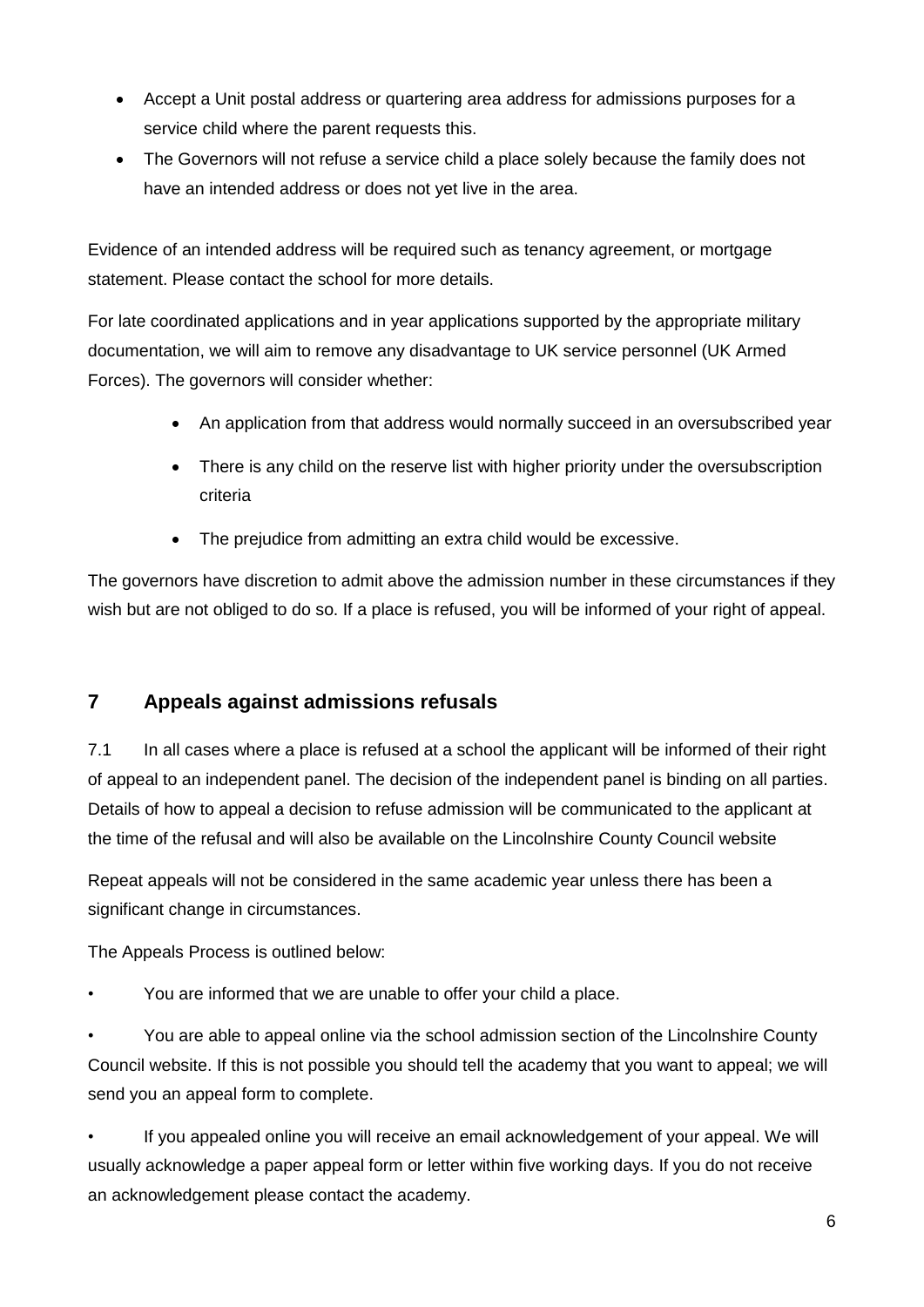- Accept a Unit postal address or quartering area address for admissions purposes for a service child where the parent requests this.
- The Governors will not refuse a service child a place solely because the family does not have an intended address or does not yet live in the area.

Evidence of an intended address will be required such as tenancy agreement, or mortgage statement. Please contact the school for more details.

For late coordinated applications and in year applications supported by the appropriate military documentation, we will aim to remove any disadvantage to UK service personnel (UK Armed Forces). The governors will consider whether:

- An application from that address would normally succeed in an oversubscribed year
- There is any child on the reserve list with higher priority under the oversubscription criteria
- The prejudice from admitting an extra child would be excessive.

The governors have discretion to admit above the admission number in these circumstances if they wish but are not obliged to do so. If a place is refused, you will be informed of your right of appeal.

## 7 Appeals against admissions refusals

7.1 In all cases where a place is refused at a school the applicant will be informed of their right of appeal to an independent panel. The decision of the independent panel is binding on all parties. Details of how to appeal a decision to refuse admission will be communicated to the applicant at the time of the refusal and will also be available on the Lincolnshire County Council website

Repeat appeals will not be considered in the same academic year unless there has been a significant change in circumstances.

The Appeals Process is outlined below:

- You are informed that we are unable to offer your child a place.
- You are able to appeal online via the school admission section of the Lincolnshire County Council website. If this is not possible you should tell the academy that you want to appeal; we will send you an appeal form to complete.
- If you appealed online you will receive an email acknowledgement of your appeal. We will usually acknowledge a paper appeal form or letter within five working days. If you do not receive an acknowledgement please contact the academy.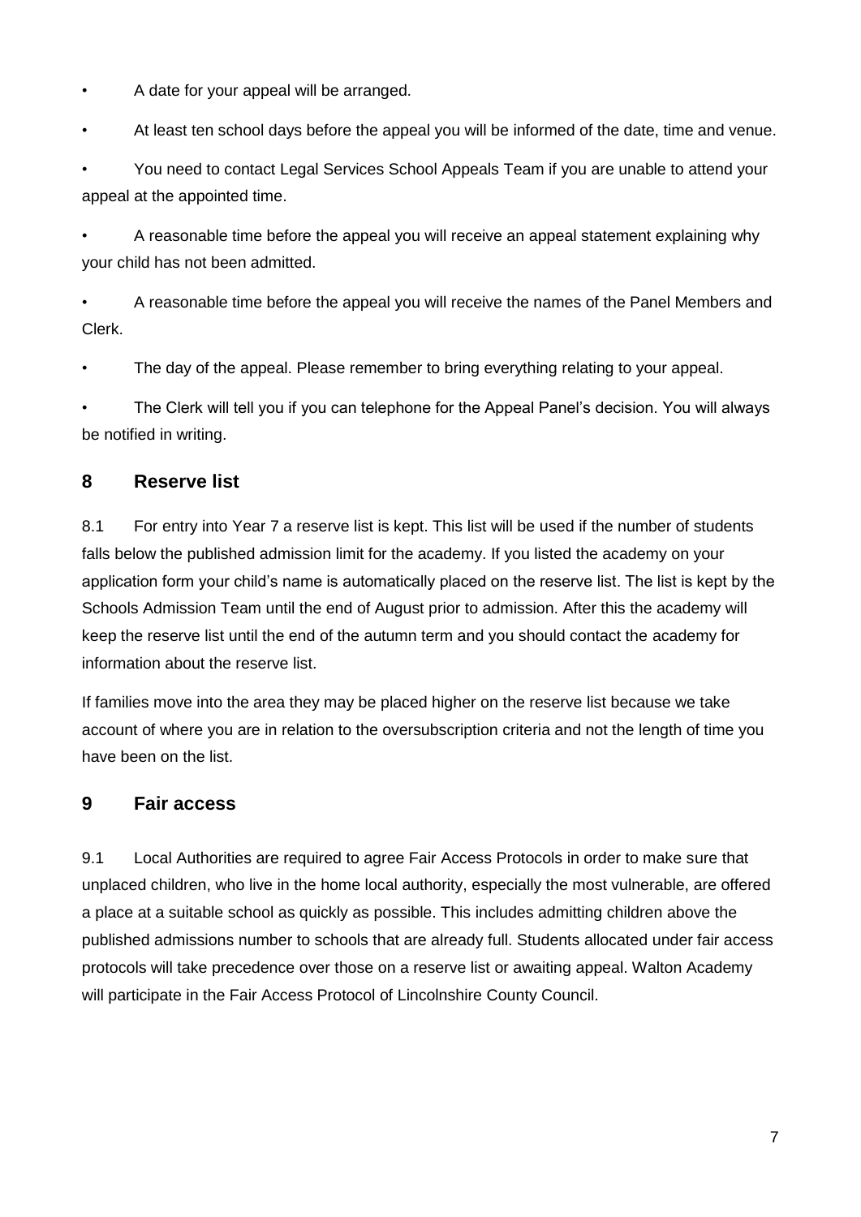- A date for your appeal will be arranged.
- At least ten school days before the appeal you will be informed of the date, time and venue.
- You need to contact Legal Services School Appeals Team if you are unable to attend your appeal at the appointed time.
- A reasonable time before the appeal you will receive an appeal statement explaining why your child has not been admitted.
- A reasonable time before the appeal you will receive the names of the Panel Members and Clerk.
- The day of the appeal. Please remember to bring everything relating to your appeal.
- The Clerk will tell you if you can telephone for the Appeal Panel's decision. You will always be notified in writing.

## 8 Reserve list

8.1 For entry into Year 7 a reserve list is kept. This list will be used if the number of students falls below the published admission limit for the academy. If you listed the academy on your application form your child's name is automatically placed on the reserve list. The list is kept by the Schools Admission Team until the end of August prior to admission. After this the academy will keep the reserve list until the end of the autumn term and you should contact the academy for information about the reserve list.

If families move into the area they may be placed higher on the reserve list because we take account of where you are in relation to the oversubscription criteria and not the length of time you have been on the list.

## 9 Fair access

9.1 Local Authorities are required to agree Fair Access Protocols in order to make sure that unplaced children, who live in the home local authority, especially the most vulnerable, are offered a place at a suitable school as quickly as possible. This includes admitting children above the published admissions number to schools that are already full. Students allocated under fair access protocols will take precedence over those on a reserve list or awaiting appeal. Walton Academy will participate in the Fair Access Protocol of Lincolnshire County Council.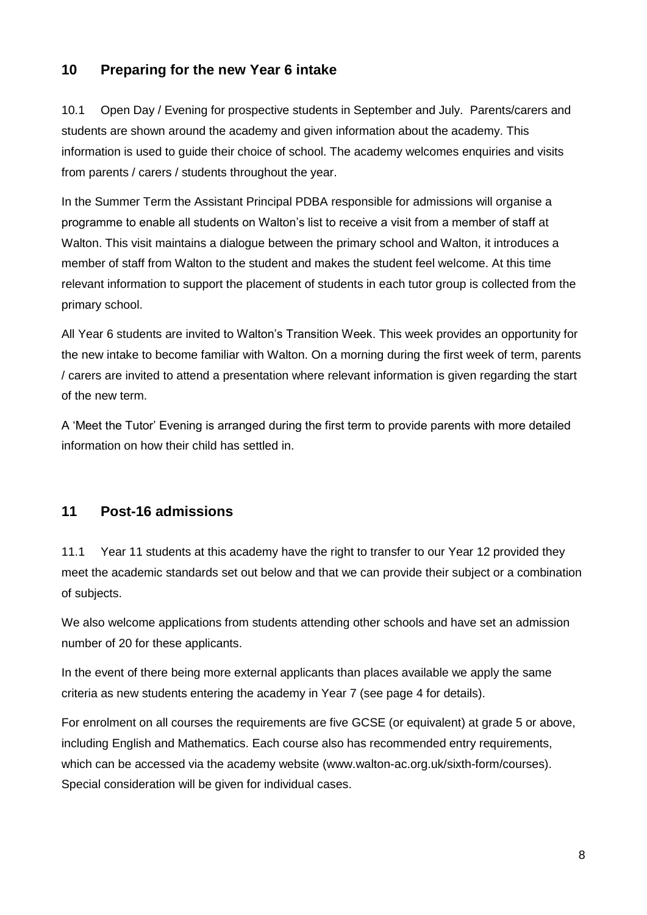## 10 Preparing for the new Year 6 intake

10.1 Open Day / Evening for prospective students in September and July. Parents/carers and students are shown around the academy and given information about the academy. This information is used to guide their choice of school. The academy welcomes enquiries and visits from parents / carers / students throughout the year.

In the Summer Term the Assistant Principal PDBA responsible for admissions will organise a programme to enable all students on Walton's list to receive a visit from a member of staff at Walton. This visit maintains a dialogue between the primary school and Walton, it introduces a member of staff from Walton to the student and makes the student feel welcome. At this time relevant information to support the placement of students in each tutor group is collected from the primary school.

All Year 6 students are invited to Walton's Transition Week. This week provides an opportunity for the new intake to become familiar with Walton. On a morning during the first week of term, parents / carers are invited to attend a presentation where relevant information is given regarding the start of the new term.

A 'Meet the Tutor' Evening is arranged during the first term to provide parents with more detailed information on how their child has settled in.

## 11 Post-16 admissions

11.1 Year 11 students at this academy have the right to transfer to our Year 12 provided they meet the academic standards set out below and that we can provide their subject or a combination of subjects.

We also welcome applications from students attending other schools and have set an admission number of 20 for these applicants.

In the event of there being more external applicants than places available we apply the same criteria as new students entering the academy in Year 7 (see page 4 for details).

For enrolment on all courses the requirements are five GCSE (or equivalent) at grade 5 or above, including English and Mathematics. Each course also has recommended entry requirements, which can be accessed via the academy website (www.walton-ac.org.uk/sixth-form/courses). Special consideration will be given for individual cases.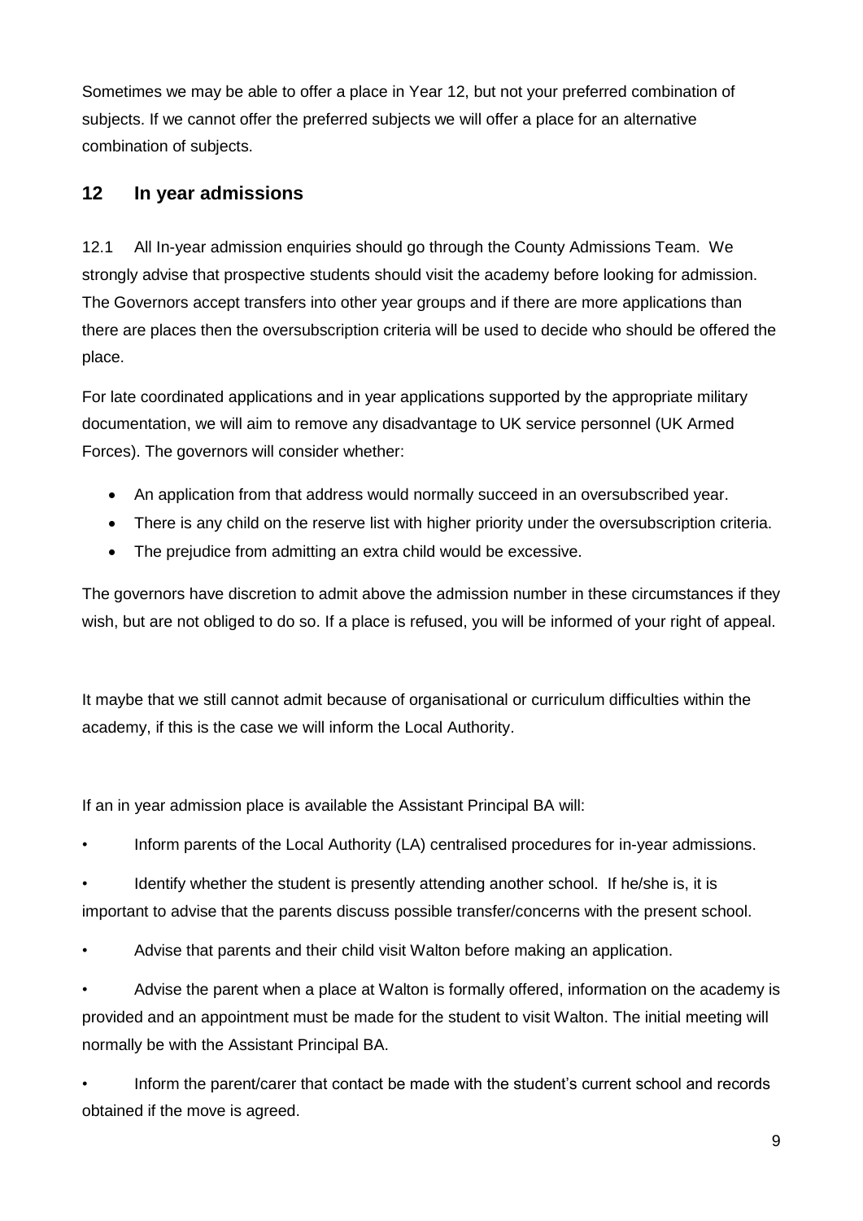Sometimes we may be able to offer a place in Year 12, but not your preferred combination of subjects. If we cannot offer the preferred subjects we will offer a place for an alternative combination of subjects.

## 12 In year admissions

12.1 All In-year admission enquiries should go through the County Admissions Team. We strongly advise that prospective students should visit the academy before looking for admission. The Governors accept transfers into other year groups and if there are more applications than there are places then the oversubscription criteria will be used to decide who should be offered the place.

For late coordinated applications and in year applications supported by the appropriate military documentation, we will aim to remove any disadvantage to UK service personnel (UK Armed Forces). The governors will consider whether:

- An application from that address would normally succeed in an oversubscribed year.
- There is any child on the reserve list with higher priority under the oversubscription criteria.
- The prejudice from admitting an extra child would be excessive.

The governors have discretion to admit above the admission number in these circumstances if they wish, but are not obliged to do so. If a place is refused, you will be informed of your right of appeal.

It maybe that we still cannot admit because of organisational or curriculum difficulties within the academy, if this is the case we will inform the Local Authority.

If an in year admission place is available the Assistant Principal BA will:

- Inform parents of the Local Authority (LA) centralised procedures for in-year admissions.
- Identify whether the student is presently attending another school. If he/she is, it is important to advise that the parents discuss possible transfer/concerns with the present school.
- Advise that parents and their child visit Walton before making an application.
- Advise the parent when a place at Walton is formally offered, information on the academy is provided and an appointment must be made for the student to visit Walton. The initial meeting will normally be with the Assistant Principal BA.
- Inform the parent/carer that contact be made with the student's current school and records obtained if the move is agreed.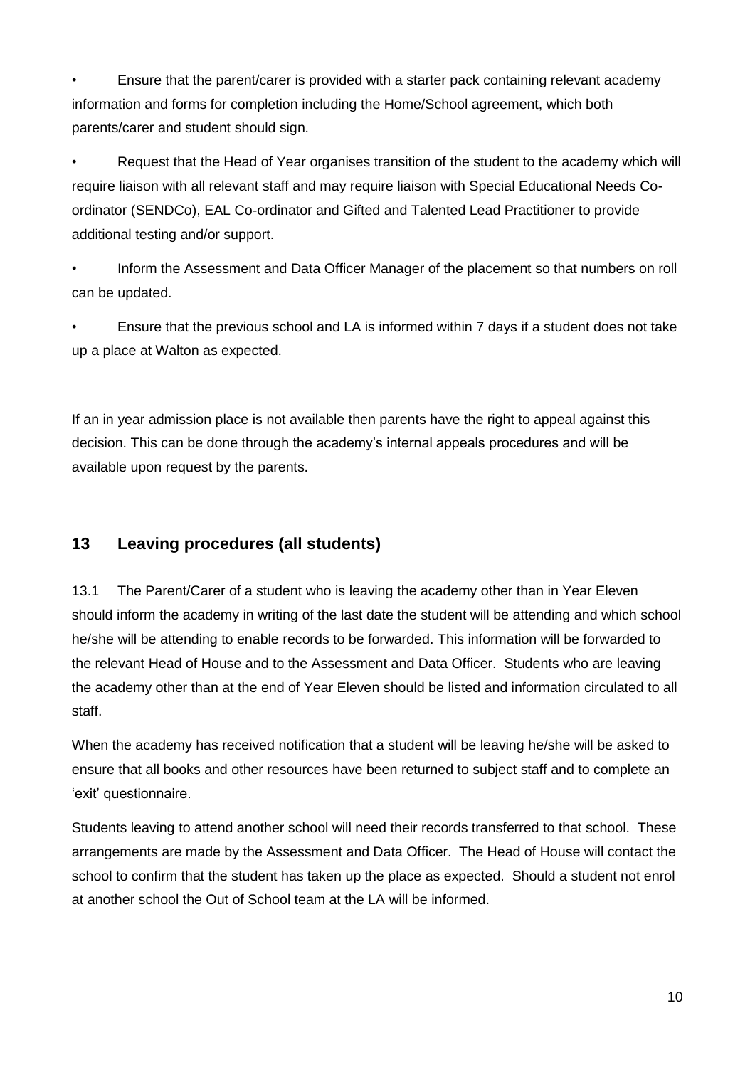- Ensure that the parent/carer is provided with a starter pack containing relevant academy information and forms for completion including the Home/School agreement, which both parents/carer and student should sign.
- Request that the Head of Year organises transition of the student to the academy which will require liaison with all relevant staff and may require liaison with Special Educational Needs Co-ordinator (SENDCo), EAL Co-ordinator and Gifted and Talented Lead Practitioner to provide additional testing and/or support.
- Inform the Assessment and Data Officer Manager of the placement so that numbers on roll can be updated.
- Ensure that the previous school and LA is informed within 7 days if a student does not take up a place at Walton as expected.

If an in year admission place is not available then parents have the right to appeal against this decision. This can be done through the academy's internal appeals procedures and will be available upon request by the parents.

## 13 Leaving procedures (all students)

13.1 The Parent/Carer of a student who is leaving the academy other than in Year Eleven should inform the academy in writing of the last date the student will be attending and which school he/she will be attending to enable records to be forwarded. This information will be forwarded to the relevant Head of House and to the Assessment and Data Officer. Students who are leaving the academy other than at the end of Year Eleven should be listed and information circulated to all staff.

When the academy has received notification that a student will be leaving he/she will be asked to ensure that all books and other resources have been returned to subject staff and to complete an 'exit' questionnaire.

Students leaving to attend another school will need their records transferred to that school. These arrangements are made by the Assessment and Data Officer. The Head of House will contact the school to confirm that the student has taken up the place as expected. Should a student not enrol at another school the Out of School team at the LA will be informed.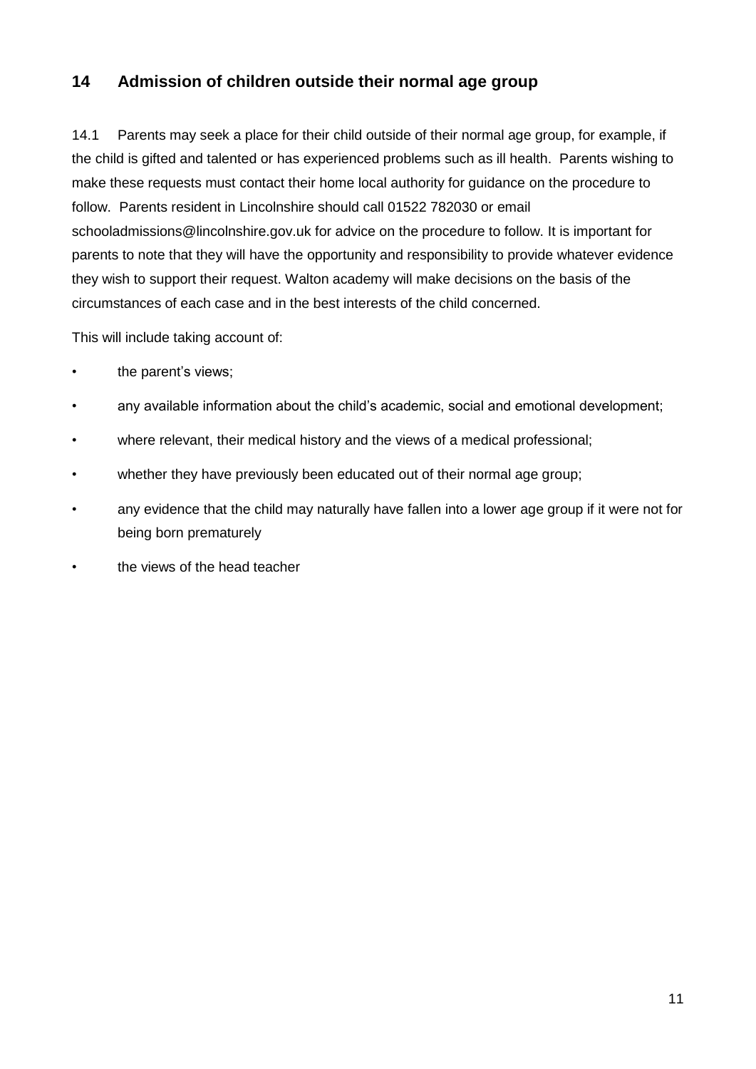## 14 Admission of children outside their normal age group

14.1 Parents may seek a place for their child outside of their normal age group, for example, if the child is gifted and talented or has experienced problems such as ill health. Parents wishing to make these requests must contact their home local authority for guidance on the procedure to follow. Parents resident in Lincolnshire should call 01522 782030 or email schooladmissions@lincolnshire.gov.uk for advice on the procedure to follow. It is important for parents to note that they will have the opportunity and responsibility to provide whatever evidence they wish to support their request. Walton academy will make decisions on the basis of the circumstances of each case and in the best interests of the child concerned.

This will include taking account of:

- the parent's views;
- any available information about the child's academic, social and emotional development;
- where relevant, their medical history and the views of a medical professional;
- whether they have previously been educated out of their normal age group;
- any evidence that the child may naturally have fallen into a lower age group if it were not for being born prematurely
- the views of the head teacher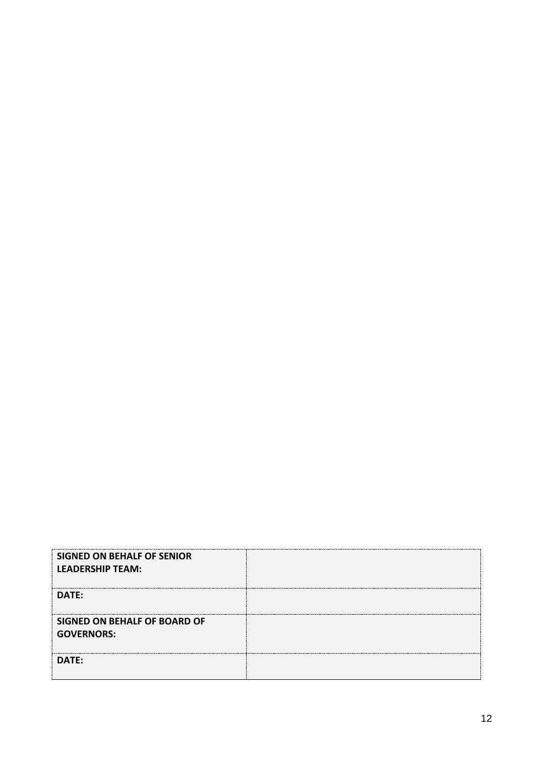| | |
|---|---|
| **SIGNED ON BEHALF OF SENIOR LEADERSHIP TEAM:** | |
| **DATE:** | |
| **SIGNED ON BEHALF OF BOARD OF GOVERNORS:** | |
| **DATE:** | |